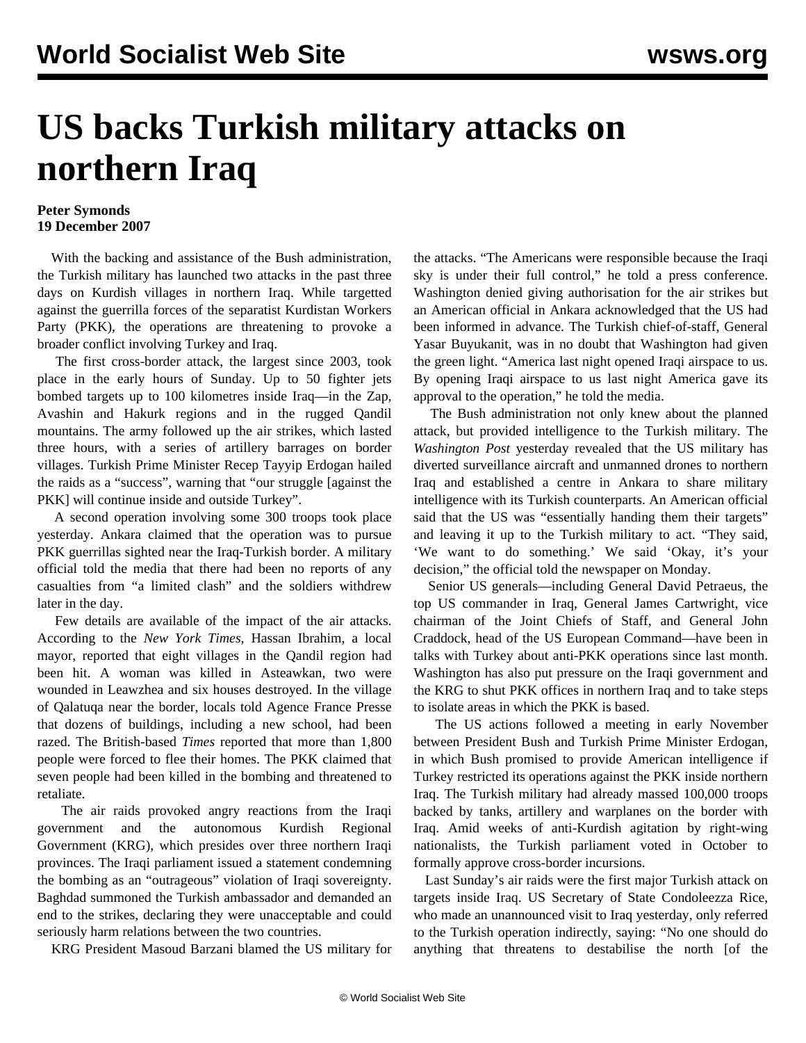# US backs Turkish military attacks on northern Iraq

**Peter Symonds**
**19 December 2007**

With the backing and assistance of the Bush administration, the Turkish military has launched two attacks in the past three days on Kurdish villages in northern Iraq. While targetted against the guerrilla forces of the separatist Kurdistan Workers Party (PKK), the operations are threatening to provoke a broader conflict involving Turkey and Iraq.

The first cross-border attack, the largest since 2003, took place in the early hours of Sunday. Up to 50 fighter jets bombed targets up to 100 kilometres inside Iraq—in the Zap, Avashin and Hakurk regions and in the rugged Qandil mountains. The army followed up the air strikes, which lasted three hours, with a series of artillery barrages on border villages. Turkish Prime Minister Recep Tayyip Erdogan hailed the raids as a "success", warning that "our struggle [against the PKK] will continue inside and outside Turkey".

A second operation involving some 300 troops took place yesterday. Ankara claimed that the operation was to pursue PKK guerrillas sighted near the Iraq-Turkish border. A military official told the media that there had been no reports of any casualties from "a limited clash" and the soldiers withdrew later in the day.

Few details are available of the impact of the air attacks. According to the *New York Times*, Hassan Ibrahim, a local mayor, reported that eight villages in the Qandil region had been hit. A woman was killed in Asteawkan, two were wounded in Leawzhea and six houses destroyed. In the village of Qalatuqa near the border, locals told Agence France Presse that dozens of buildings, including a new school, had been razed. The British-based *Times* reported that more than 1,800 people were forced to flee their homes. The PKK claimed that seven people had been killed in the bombing and threatened to retaliate.

The air raids provoked angry reactions from the Iraqi government and the autonomous Kurdish Regional Government (KRG), which presides over three northern Iraqi provinces. The Iraqi parliament issued a statement condemning the bombing as an "outrageous" violation of Iraqi sovereignty. Baghdad summoned the Turkish ambassador and demanded an end to the strikes, declaring they were unacceptable and could seriously harm relations between the two countries.

KRG President Masoud Barzani blamed the US military for the attacks. "The Americans were responsible because the Iraqi sky is under their full control," he told a press conference. Washington denied giving authorisation for the air strikes but an American official in Ankara acknowledged that the US had been informed in advance. The Turkish chief-of-staff, General Yasar Buyukanit, was in no doubt that Washington had given the green light. "America last night opened Iraqi airspace to us. By opening Iraqi airspace to us last night America gave its approval to the operation," he told the media.

The Bush administration not only knew about the planned attack, but provided intelligence to the Turkish military. The *Washington Post* yesterday revealed that the US military has diverted surveillance aircraft and unmanned drones to northern Iraq and established a centre in Ankara to share military intelligence with its Turkish counterparts. An American official said that the US was "essentially handing them their targets" and leaving it up to the Turkish military to act. "They said, 'We want to do something.' We said 'Okay, it's your decision," the official told the newspaper on Monday.

Senior US generals—including General David Petraeus, the top US commander in Iraq, General James Cartwright, vice chairman of the Joint Chiefs of Staff, and General John Craddock, head of the US European Command—have been in talks with Turkey about anti-PKK operations since last month. Washington has also put pressure on the Iraqi government and the KRG to shut PKK offices in northern Iraq and to take steps to isolate areas in which the PKK is based.

The US actions followed a meeting in early November between President Bush and Turkish Prime Minister Erdogan, in which Bush promised to provide American intelligence if Turkey restricted its operations against the PKK inside northern Iraq. The Turkish military had already massed 100,000 troops backed by tanks, artillery and warplanes on the border with Iraq. Amid weeks of anti-Kurdish agitation by right-wing nationalists, the Turkish parliament voted in October to formally approve cross-border incursions.

Last Sunday's air raids were the first major Turkish attack on targets inside Iraq. US Secretary of State Condoleezza Rice, who made an unannounced visit to Iraq yesterday, only referred to the Turkish operation indirectly, saying: "No one should do anything that threatens to destabilise the north [of the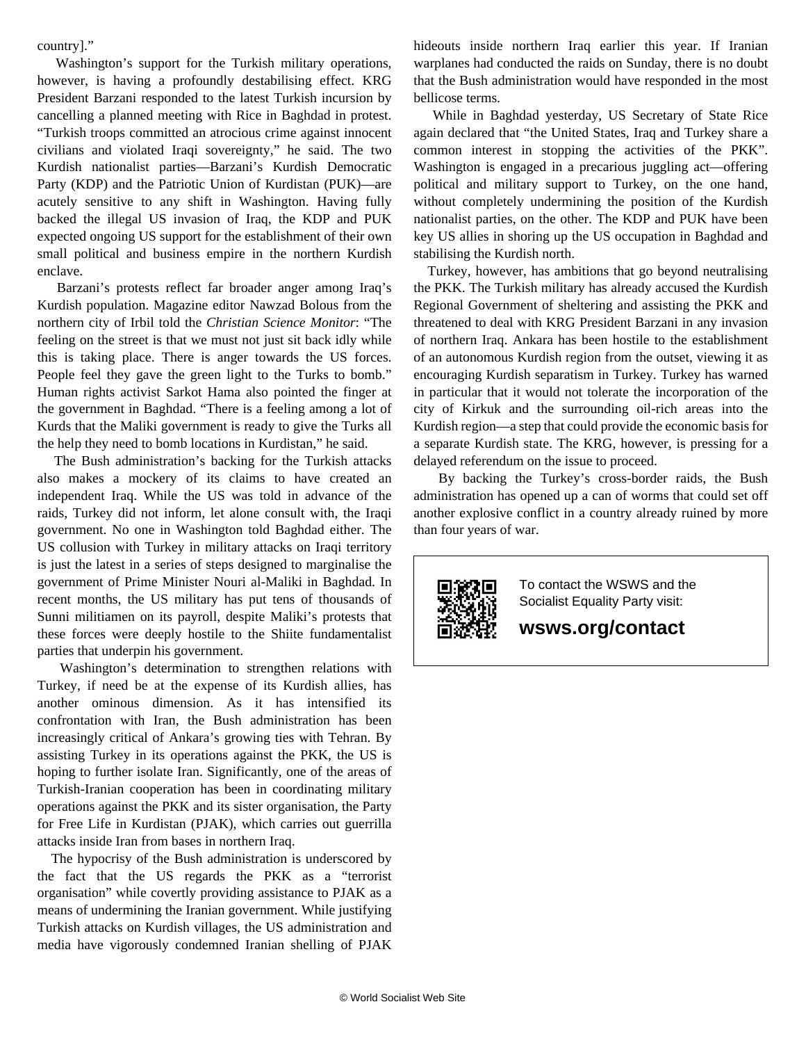country].”

Washington’s support for the Turkish military operations, however, is having a profoundly destabilising effect. KRG President Barzani responded to the latest Turkish incursion by cancelling a planned meeting with Rice in Baghdad in protest. “Turkish troops committed an atrocious crime against innocent civilians and violated Iraqi sovereignty,” he said. The two Kurdish nationalist parties—Barzani’s Kurdish Democratic Party (KDP) and the Patriotic Union of Kurdistan (PUK)—are acutely sensitive to any shift in Washington. Having fully backed the illegal US invasion of Iraq, the KDP and PUK expected ongoing US support for the establishment of their own small political and business empire in the northern Kurdish enclave.

Barzani’s protests reflect far broader anger among Iraq’s Kurdish population. Magazine editor Nawzad Bolous from the northern city of Irbil told the *Christian Science Monitor*: “The feeling on the street is that we must not just sit back idly while this is taking place. There is anger towards the US forces. People feel they gave the green light to the Turks to bomb.” Human rights activist Sarkot Hama also pointed the finger at the government in Baghdad. “There is a feeling among a lot of Kurds that the Maliki government is ready to give the Turks all the help they need to bomb locations in Kurdistan,” he said.

The Bush administration’s backing for the Turkish attacks also makes a mockery of its claims to have created an independent Iraq. While the US was told in advance of the raids, Turkey did not inform, let alone consult with, the Iraqi government. No one in Washington told Baghdad either. The US collusion with Turkey in military attacks on Iraqi territory is just the latest in a series of steps designed to marginalise the government of Prime Minister Nouri al-Maliki in Baghdad. In recent months, the US military has put tens of thousands of Sunni militiamen on its payroll, despite Maliki’s protests that these forces were deeply hostile to the Shiite fundamentalist parties that underpin his government.

Washington’s determination to strengthen relations with Turkey, if need be at the expense of its Kurdish allies, has another ominous dimension. As it has intensified its confrontation with Iran, the Bush administration has been increasingly critical of Ankara’s growing ties with Tehran. By assisting Turkey in its operations against the PKK, the US is hoping to further isolate Iran. Significantly, one of the areas of Turkish-Iranian cooperation has been in coordinating military operations against the PKK and its sister organisation, the Party for Free Life in Kurdistan (PJAK), which carries out guerrilla attacks inside Iran from bases in northern Iraq.

The hypocrisy of the Bush administration is underscored by the fact that the US regards the PKK as a “terrorist organisation” while covertly providing assistance to PJAK as a means of undermining the Iranian government. While justifying Turkish attacks on Kurdish villages, the US administration and media have vigorously condemned Iranian shelling of PJAK hideouts inside northern Iraq earlier this year. If Iranian warplanes had conducted the raids on Sunday, there is no doubt that the Bush administration would have responded in the most bellicose terms.

While in Baghdad yesterday, US Secretary of State Rice again declared that “the United States, Iraq and Turkey share a common interest in stopping the activities of the PKK”. Washington is engaged in a precarious juggling act—offering political and military support to Turkey, on the one hand, without completely undermining the position of the Kurdish nationalist parties, on the other. The KDP and PUK have been key US allies in shoring up the US occupation in Baghdad and stabilising the Kurdish north.

Turkey, however, has ambitions that go beyond neutralising the PKK. The Turkish military has already accused the Kurdish Regional Government of sheltering and assisting the PKK and threatened to deal with KRG President Barzani in any invasion of northern Iraq. Ankara has been hostile to the establishment of an autonomous Kurdish region from the outset, viewing it as encouraging Kurdish separatism in Turkey. Turkey has warned in particular that it would not tolerate the incorporation of the city of Kirkuk and the surrounding oil-rich areas into the Kurdish region—a step that could provide the economic basis for a separate Kurdish state. The KRG, however, is pressing for a delayed referendum on the issue to proceed.

By backing the Turkey’s cross-border raids, the Bush administration has opened up a can of worms that could set off another explosive conflict in a country already ruined by more than four years of war.

To contact the WSWS and the Socialist Equality Party visit:

**wsws.org/contact**